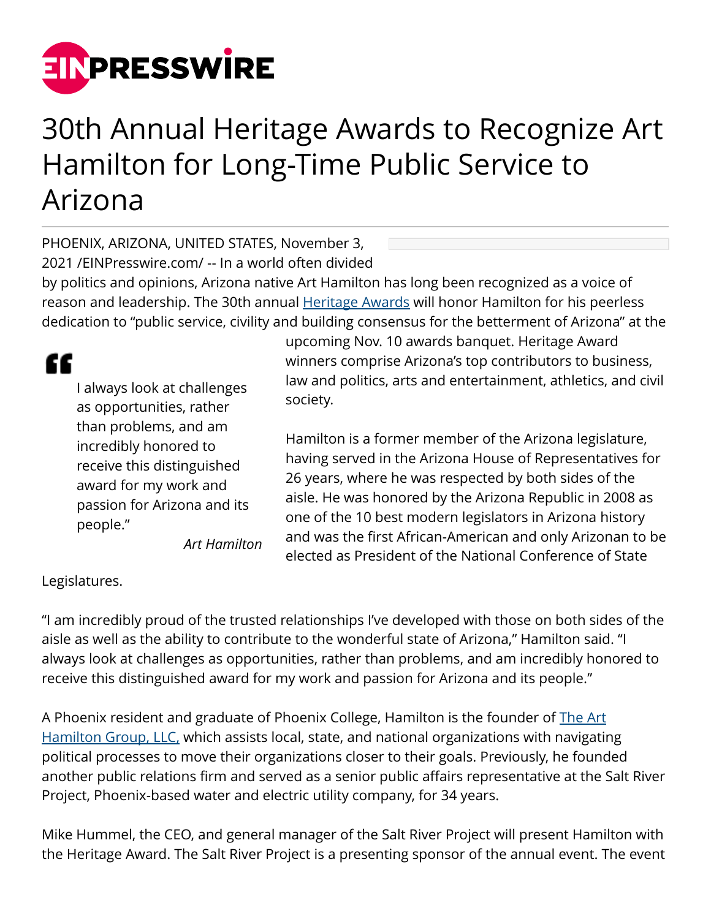# 30th Annual Heritage Awards to Recognize Art Hamilton for Long-Time Public Service to Arizona

PHOENIX, ARIZONA, UNITED STATES, November 3, 2021 /EINPresswire.com/ -- In a world often divided by politics and opinions, Arizona native Art Hamilton has long been recognized as a voice of reason and leadership. The 30th annual Heritage Awards will honor Hamilton for his peerless dedication to "public service, civility and building consensus for the betterment of Arizona" at the upcoming Nov. 10 awards banquet. Heritage Award winners comprise Arizona's top contributors to business, law and politics, arts and entertainment, athletics, and civil society.

> I always look at challenges as opportunities, rather than problems, and am incredibly honored to receive this distinguished award for my work and passion for Arizona and its people."
>
> *Art Hamilton*

Hamilton is a former member of the Arizona legislature, having served in the Arizona House of Representatives for 26 years, where he was respected by both sides of the aisle. He was honored by the Arizona Republic in 2008 as one of the 10 best modern legislators in Arizona history and was the first African-American and only Arizonan to be elected as President of the National Conference of State Legislatures.

"I am incredibly proud of the trusted relationships I've developed with those on both sides of the aisle as well as the ability to contribute to the wonderful state of Arizona," Hamilton said. "I always look at challenges as opportunities, rather than problems, and am incredibly honored to receive this distinguished award for my work and passion for Arizona and its people."

A Phoenix resident and graduate of Phoenix College, Hamilton is the founder of The Art Hamilton Group, LLC, which assists local, state, and national organizations with navigating political processes to move their organizations closer to their goals. Previously, he founded another public relations firm and served as a senior public affairs representative at the Salt River Project, Phoenix-based water and electric utility company, for 34 years.

Mike Hummel, the CEO, and general manager of the Salt River Project will present Hamilton with the Heritage Award. The Salt River Project is a presenting sponsor of the annual event. The event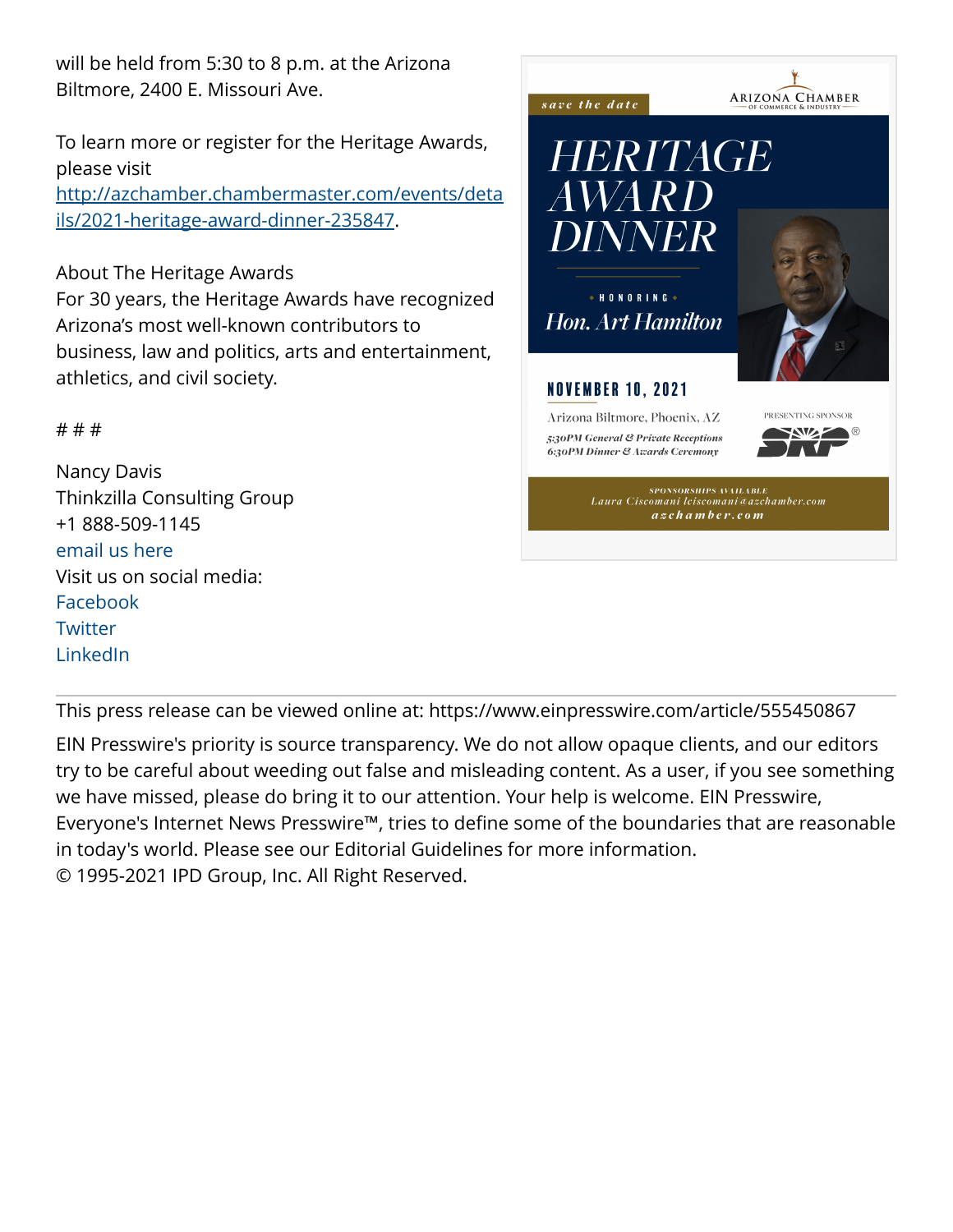will be held from 5:30 to 8 p.m. at the Arizona Biltmore, 2400 E. Missouri Ave.

To learn more or register for the Heritage Awards, please visit [http://azchamber.chambermaster.com/events/details/2021-heritage-award-dinner-235847](http://azchamber.chambermaster.com/events/details/2021-heritage-award-dinner-235847).

About The Heritage Awards
For 30 years, the Heritage Awards have recognized Arizona's most well-known contributors to business, law and politics, arts and entertainment, athletics, and civil society.

# # #

Nancy Davis
Thinkzilla Consulting Group
+1 888-509-1145
email us here
Visit us on social media:
Facebook
Twitter
LinkedIn

---

This press release can be viewed online at: https://www.einpresswire.com/article/555450867

EIN Presswire's priority is source transparency. We do not allow opaque clients, and our editors try to be careful about weeding out false and misleading content. As a user, if you see something we have missed, please do bring it to our attention. Your help is welcome. EIN Presswire, Everyone's Internet News Presswire™, tries to define some of the boundaries that are reasonable in today's world. Please see our Editorial Guidelines for more information.
© 1995-2021 IPD Group, Inc. All Right Reserved.